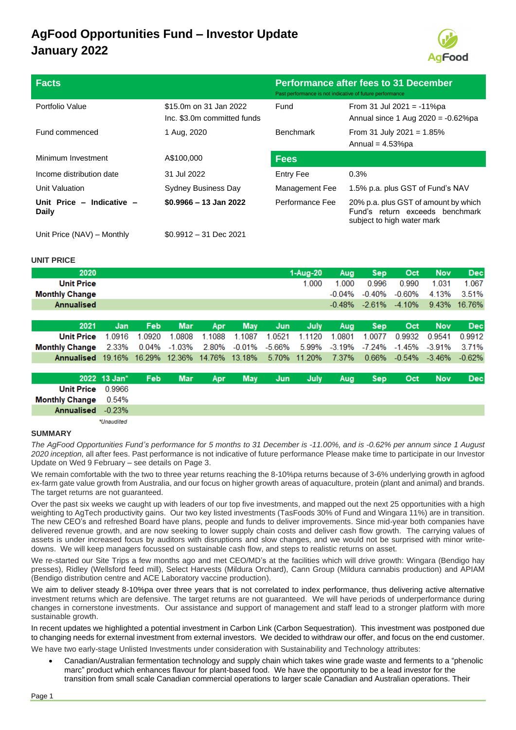# AgFood Opportunities Fund – Investor Update January 2022

| Facts | | Performance after fees to 31 December *Past performance is not indicative of future performance* | |
|---|---|---|---|
| Portfolio Value | $15.0m on 31 Jan 2022 Inc. $3.0m committed funds | Fund | From 31 Jul 2021 = -11%pa Annual since 1 Aug 2020 = -0.62%pa |
| Fund commenced | 1 Aug, 2020 | Benchmark | From 31 July 2021 = 1.85% Annual = 4.53%pa |
| Minimum Investment | A$100,000 | **Fees** | |
| Income distribution date | 31 Jul 2022 | Entry Fee | 0.3% |
| Unit Valuation | Sydney Business Day | Management Fee | 1.5% p.a. plus GST of Fund's NAV |
| **Unit Price – Indicative – Daily** | **$0.9966 – 13 Jan 2022** | Performance Fee | 20% p.a. plus GST of amount by which Fund's return exceeds benchmark subject to high water mark |
| Unit Price (NAV) – Monthly | $0.9912 – 31 Dec 2021 | | |

**UNIT PRICE**

| 2020 | | | | | | | 1-Aug-20 | Aug | Sep | Oct | Nov | Dec |
|---|---|---|---|---|---|---|---|---|---|---|---|---|
| Unit Price | | | | | | | 1.000 | 1.000 | 0.996 | 0.990 | 1.031 | 1.067 |
| Monthly Change | | | | | | | | -0.04% | -0.40% | -0.60% | 4.13% | 3.51% |
| Annualised | | | | | | | | -0.48% | -2.61% | -4.10% | 9.43% | 16.76% |

| 2021 | Jan | Feb | Mar | Apr | May | Jun | July | Aug | Sep | Oct | Nov | Dec |
|---|---|---|---|---|---|---|---|---|---|---|---|---|
| Unit Price | 1.0916 | 1.0920 | 1.0808 | 1.1088 | 1.1087 | 1.0521 | 1.1120 | 1.0801 | 1.0077 | 0.9932 | 0.9541 | 0.9912 |
| Monthly Change | 2.33% | 0.04% | -1.03% | 2.80% | -0.01% | -5.66% | 5.99% | -3.19% | -7.24% | -1.45% | -3.91% | 3.71% |
| Annualised | 19.16% | 16.29% | 12.36% | 14.76% | 13.18% | 5.70% | 11.20% | 7.37% | 0.66% | -0.54% | -3.46% | -0.62% |

| 2022 | 13 Jan* | Feb | Mar | Apr | May | Jun | July | Aug | Sep | Oct | Nov | Dec |
|---|---|---|---|---|---|---|---|---|---|---|---|---|
| Unit Price | 0.9966 | | | | | | | | | | | |
| Monthly Change | 0.54% | | | | | | | | | | | |
| Annualised | -0.23% | | | | | | | | | | | |

*Unaudited

**SUMMARY**

*The AgFood Opportunities Fund's performance for 5 months to 31 December is -11.00%, and is -0.62% per annum since 1 August 2020 inception,* all after fees. Past performance is not indicative of future performance Please make time to participate in our Investor Update on Wed 9 February – see details on Page 3.

We remain comfortable with the two to three year returns reaching the 8-10%pa returns because of 3-6% underlying growth in agfood ex-farm gate value growth from Australia, and our focus on higher growth areas of aquaculture, protein (plant and animal) and brands. The target returns are not guaranteed.

Over the past six weeks we caught up with leaders of our top five investments, and mapped out the next 25 opportunities with a high weighting to AgTech productivity gains. Our two key listed investments (TasFoods 30% of Fund and Wingara 11%) are in transition. The new CEO's and refreshed Board have plans, people and funds to deliver improvements. Since mid-year both companies have delivered revenue growth, and are now seeking to lower supply chain costs and deliver cash flow growth. The carrying values of assets is under increased focus by auditors with disruptions and slow changes, and we would not be surprised with minor write-downs. We will keep managers focussed on sustainable cash flow, and steps to realistic returns on asset.

We re-started our Site Trips a few months ago and met CEO/MD's at the facilities which will drive growth: Wingara (Bendigo hay presses), Ridley (Wellsford feed mill), Select Harvests (Mildura Orchard), Cann Group (Mildura cannabis production) and APIAM (Bendigo distribution centre and ACE Laboratory vaccine production).

We aim to deliver steady 8-10%pa over three years that is not correlated to index performance, thus delivering active alternative investment returns which are defensive. The target returns are not guaranteed. We will have periods of underperformance during changes in cornerstone investments. Our assistance and support of management and staff lead to a stronger platform with more sustainable growth.

In recent updates we highlighted a potential investment in Carbon Link (Carbon Sequestration). This investment was postponed due to changing needs for external investment from external investors. We decided to withdraw our offer, and focus on the end customer.

We have two early-stage Unlisted Investments under consideration with Sustainability and Technology attributes:

- Canadian/Australian fermentation technology and supply chain which takes wine grade waste and ferments to a "phenolic marc" product which enhances flavour for plant-based food. We have the opportunity to be a lead investor for the transition from small scale Canadian commercial operations to larger scale Canadian and Australian operations. Their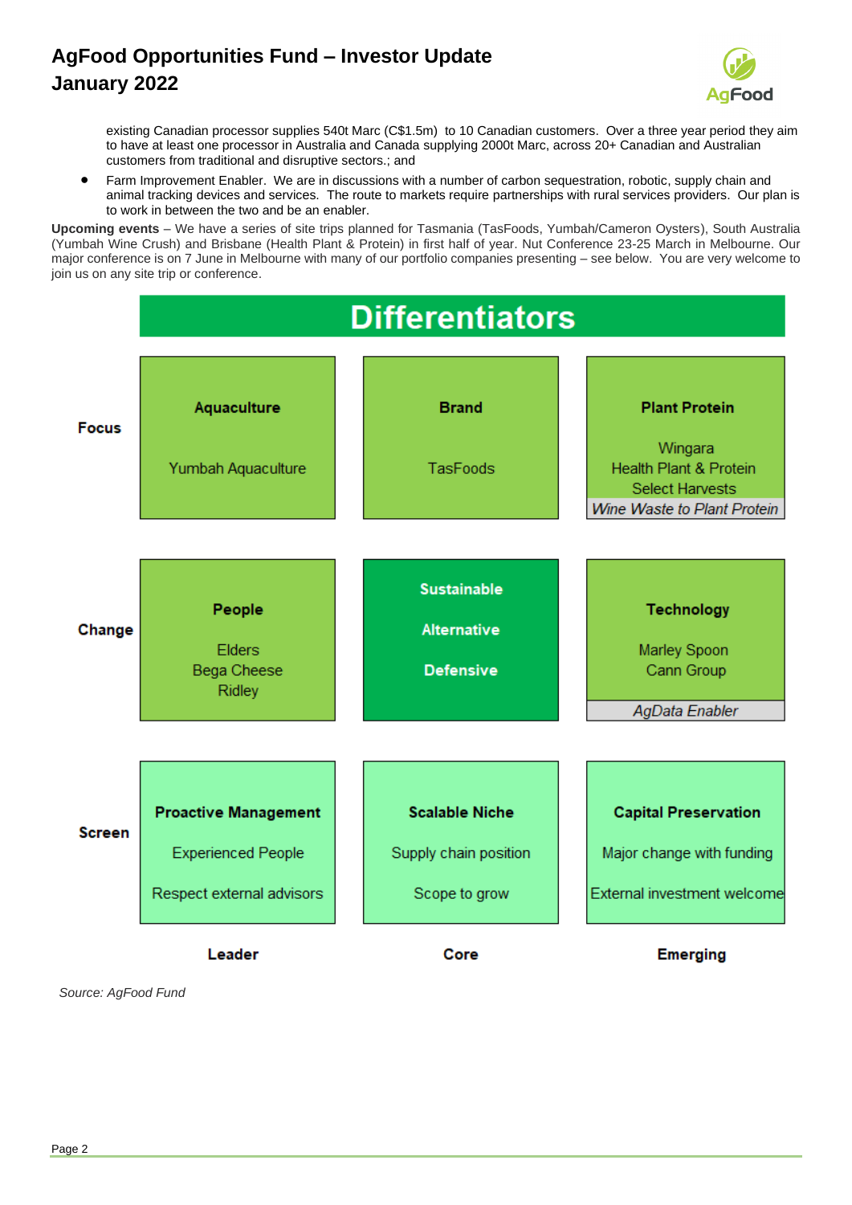existing Canadian processor supplies 540t Marc (C$1.5m) to 10 Canadian customers. Over a three year period they aim to have at least one processor in Australia and Canada supplying 2000t Marc, across 20+ Canadian and Australian customers from traditional and disruptive sectors.; and

- Farm Improvement Enabler. We are in discussions with a number of carbon sequestration, robotic, supply chain and animal tracking devices and services. The route to markets require partnerships with rural services providers. Our plan is to work in between the two and be an enabler.

**Upcoming events** – We have a series of site trips planned for Tasmania (TasFoods, Yumbah/Cameron Oysters), South Australia (Yumbah Wine Crush) and Brisbane (Health Plant & Protein) in first half of year. Nut Conference 23-25 March in Melbourne. Our major conference is on 7 June in Melbourne with many of our portfolio companies presenting – see below. You are very welcome to join us on any site trip or conference.

## Differentiators

| | Leader | Core | Emerging |
|---|---|---|---|
| **Focus** | **Aquaculture**<br>Yumbah Aquaculture | **Brand**<br>TasFoods | **Plant Protein**<br>Wingara<br>Health Plant & Protein<br>Select Harvests<br>*Wine Waste to Plant Protein* |
| **Change** | **People**<br>Elders<br>Bega Cheese<br>Ridley | **Sustainable**<br>**Alternative**<br>**Defensive** | **Technology**<br>Marley Spoon<br>Cann Group<br>*AgData Enabler* |
| **Screen** | **Proactive Management**<br>Experienced People<br>Respect external advisors | **Scalable Niche**<br>Supply chain position<br>Scope to grow | **Capital Preservation**<br>Major change with funding<br>External investment welcome |

*Source: AgFood Fund*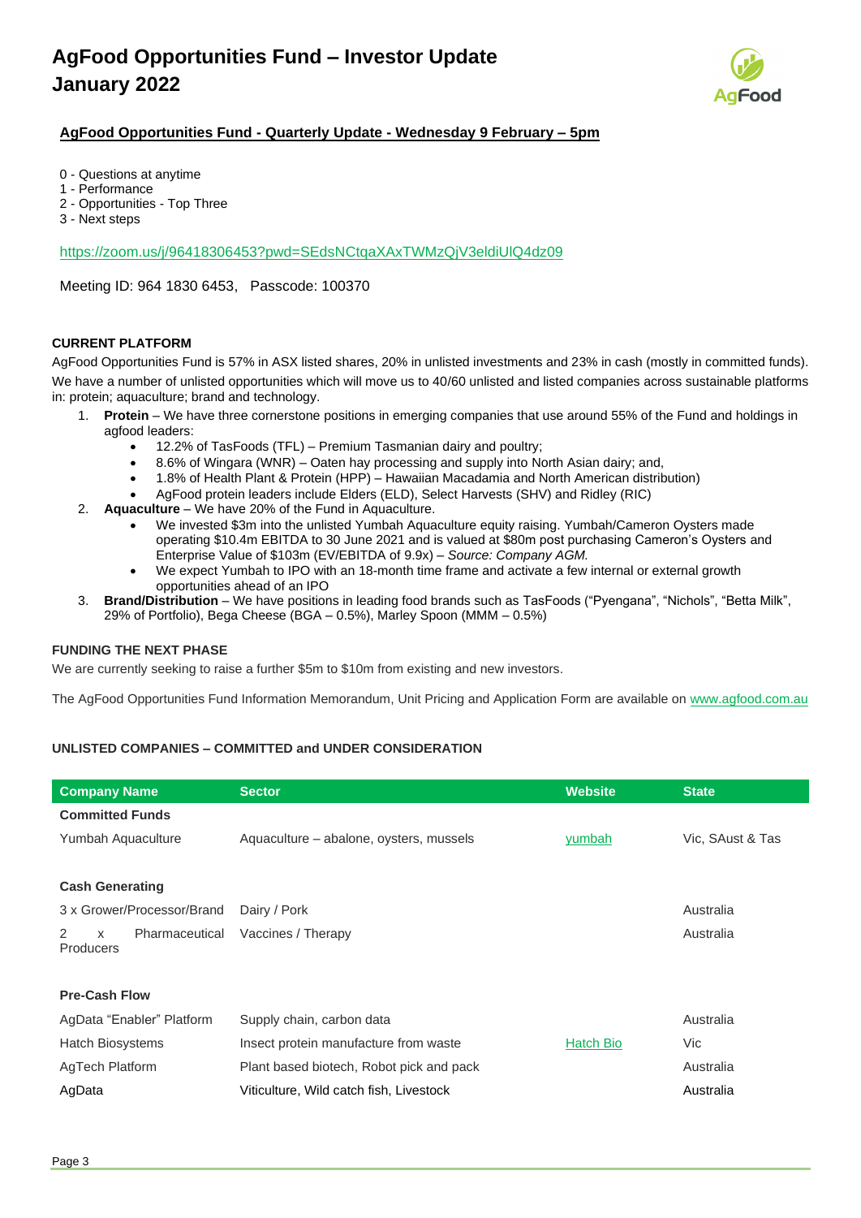# AgFood Opportunities Fund – Investor Update
# January 2022

**AgFood Opportunities Fund - Quarterly Update - Wednesday 9 February – 5pm**

0 - Questions at anytime
1 - Performance
2 - Opportunities - Top Three
3 - Next steps

https://zoom.us/j/96418306453?pwd=SEdsNCtqaXAxTWMzQjV3eldiUlQ4dz09

Meeting ID: 964 1830 6453, Passcode: 100370

**CURRENT PLATFORM**

AgFood Opportunities Fund is 57% in ASX listed shares, 20% in unlisted investments and 23% in cash (mostly in committed funds).

We have a number of unlisted opportunities which will move us to 40/60 unlisted and listed companies across sustainable platforms in: protein; aquaculture; brand and technology.

1. **Protein** – We have three cornerstone positions in emerging companies that use around 55% of the Fund and holdings in agfood leaders:
   - 12.2% of TasFoods (TFL) – Premium Tasmanian dairy and poultry;
   - 8.6% of Wingara (WNR) – Oaten hay processing and supply into North Asian dairy; and,
   - 1.8% of Health Plant & Protein (HPP) – Hawaiian Macadamia and North American distribution)
   - AgFood protein leaders include Elders (ELD), Select Harvests (SHV) and Ridley (RIC)
2. **Aquaculture** – We have 20% of the Fund in Aquaculture.
   - We invested $3m into the unlisted Yumbah Aquaculture equity raising. Yumbah/Cameron Oysters made operating $10.4m EBITDA to 30 June 2021 and is valued at $80m post purchasing Cameron's Oysters and Enterprise Value of $103m (EV/EBITDA of 9.9x) – *Source: Company AGM.*
   - We expect Yumbah to IPO with an 18-month time frame and activate a few internal or external growth opportunities ahead of an IPO
3. **Brand/Distribution** – We have positions in leading food brands such as TasFoods ("Pyengana", "Nichols", "Betta Milk", 29% of Portfolio), Bega Cheese (BGA – 0.5%), Marley Spoon (MMM – 0.5%)

**FUNDING THE NEXT PHASE**

We are currently seeking to raise a further $5m to $10m from existing and new investors.

The AgFood Opportunities Fund Information Memorandum, Unit Pricing and Application Form are available on www.agfood.com.au

**UNLISTED COMPANIES – COMMITTED and UNDER CONSIDERATION**

| Company Name | Sector | Website | State |
|---|---|---|---|
| **Committed Funds** | | | |
| Yumbah Aquaculture | Aquaculture – abalone, oysters, mussels | yumbah | Vic, SAust & Tas |
| **Cash Generating** | | | |
| 3 x Grower/Processor/Brand | Dairy / Pork | | Australia |
| 2 x Pharmaceutical Producers | Vaccines / Therapy | | Australia |
| **Pre-Cash Flow** | | | |
| AgData "Enabler" Platform | Supply chain, carbon data | | Australia |
| Hatch Biosystems | Insect protein manufacture from waste | Hatch Bio | Vic |
| AgTech Platform | Plant based biotech, Robot pick and pack | | Australia |
| AgData | Viticulture, Wild catch fish, Livestock | | Australia |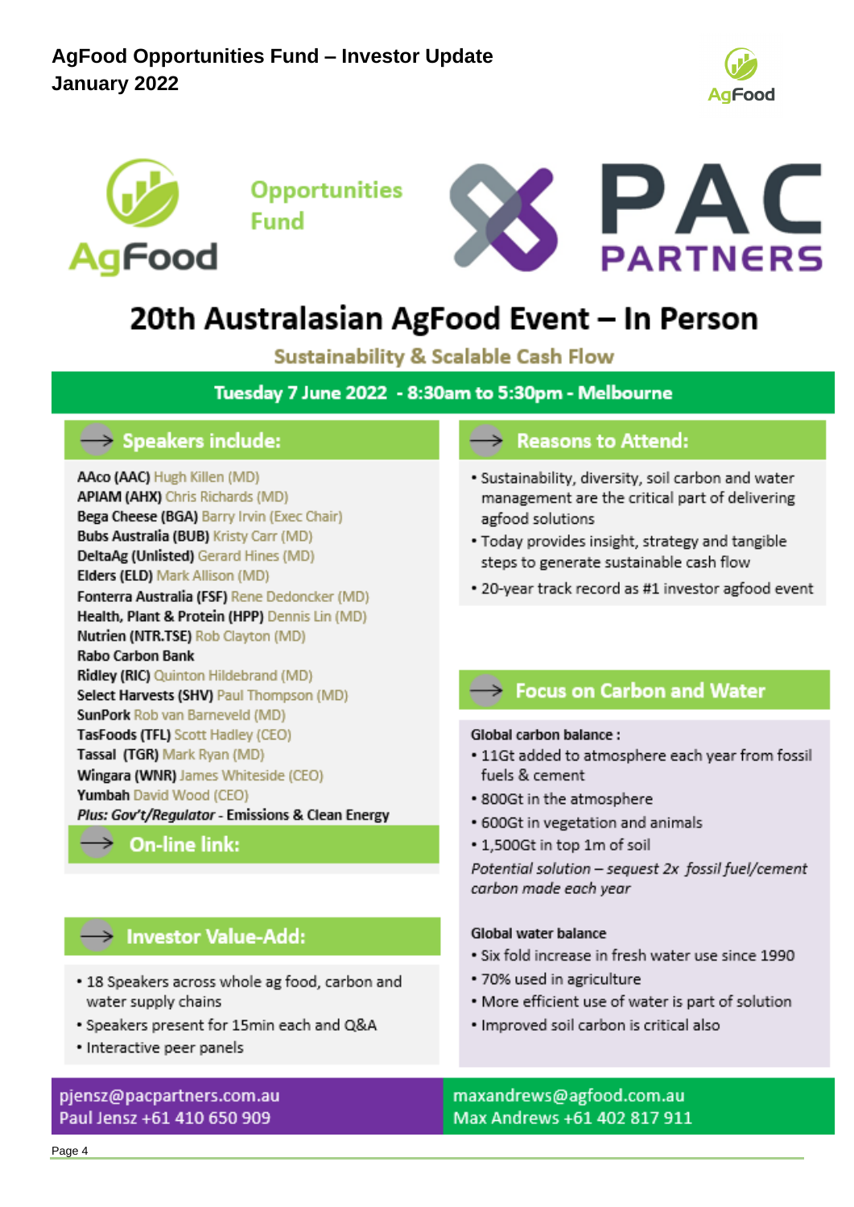**AgFood Opportunities Fund – Investor Update**
**January 2022**

AgFood Opportunities Fund

PAC PARTNERS

# 20th Australasian AgFood Event – In Person

## Sustainability & Scalable Cash Flow

**Tuesday 7 June 2022 - 8:30am to 5:30pm - Melbourne**

### Speakers include:

**AAco (AAC)** Hugh Killen (MD)
**APIAM (AHX)** Chris Richards (MD)
**Bega Cheese (BGA)** Barry Irvin (Exec Chair)
**Bubs Australia (BUB)** Kristy Carr (MD)
**DeltaAg (Unlisted)** Gerard Hines (MD)
**Elders (ELD)** Mark Allison (MD)
**Fonterra Australia (FSF)** Rene Dedoncker (MD)
**Health, Plant & Protein (HPP)** Dennis Lin (MD)
**Nutrien (NTR.TSE)** Rob Clayton (MD)
**Rabo Carbon Bank**
**Ridley (RIC)** Quinton Hildebrand (MD)
**Select Harvests (SHV)** Paul Thompson (MD)
**SunPork** Rob van Barneveld (MD)
**TasFoods (TFL)** Scott Hadley (CEO)
**Tassal (TGR)** Mark Ryan (MD)
**Wingara (WNR)** James Whiteside (CEO)
**Yumbah** David Wood (CEO)
*Plus: Gov't/Regulator* - **Emissions & Clean Energy**

### On-line link:

### Investor Value-Add:

- 18 Speakers across whole ag food, carbon and water supply chains
- Speakers present for 15min each and Q&A
- Interactive peer panels

### Reasons to Attend:

- Sustainability, diversity, soil carbon and water management are the critical part of delivering agfood solutions
- Today provides insight, strategy and tangible steps to generate sustainable cash flow
- 20-year track record as #1 investor agfood event

### Focus on Carbon and Water

**Global carbon balance :**

- 11Gt added to atmosphere each year from fossil fuels & cement
- 800Gt in the atmosphere
- 600Gt in vegetation and animals
- 1,500Gt in top 1m of soil

*Potential solution – sequest 2x fossil fuel/cement carbon made each year*

**Global water balance**

- Six fold increase in fresh water use since 1990
- 70% used in agriculture
- More efficient use of water is part of solution
- Improved soil carbon is critical also

pjensz@pacpartners.com.au
Paul Jensz +61 410 650 909

maxandrews@agfood.com.au
Max Andrews +61 402 817 911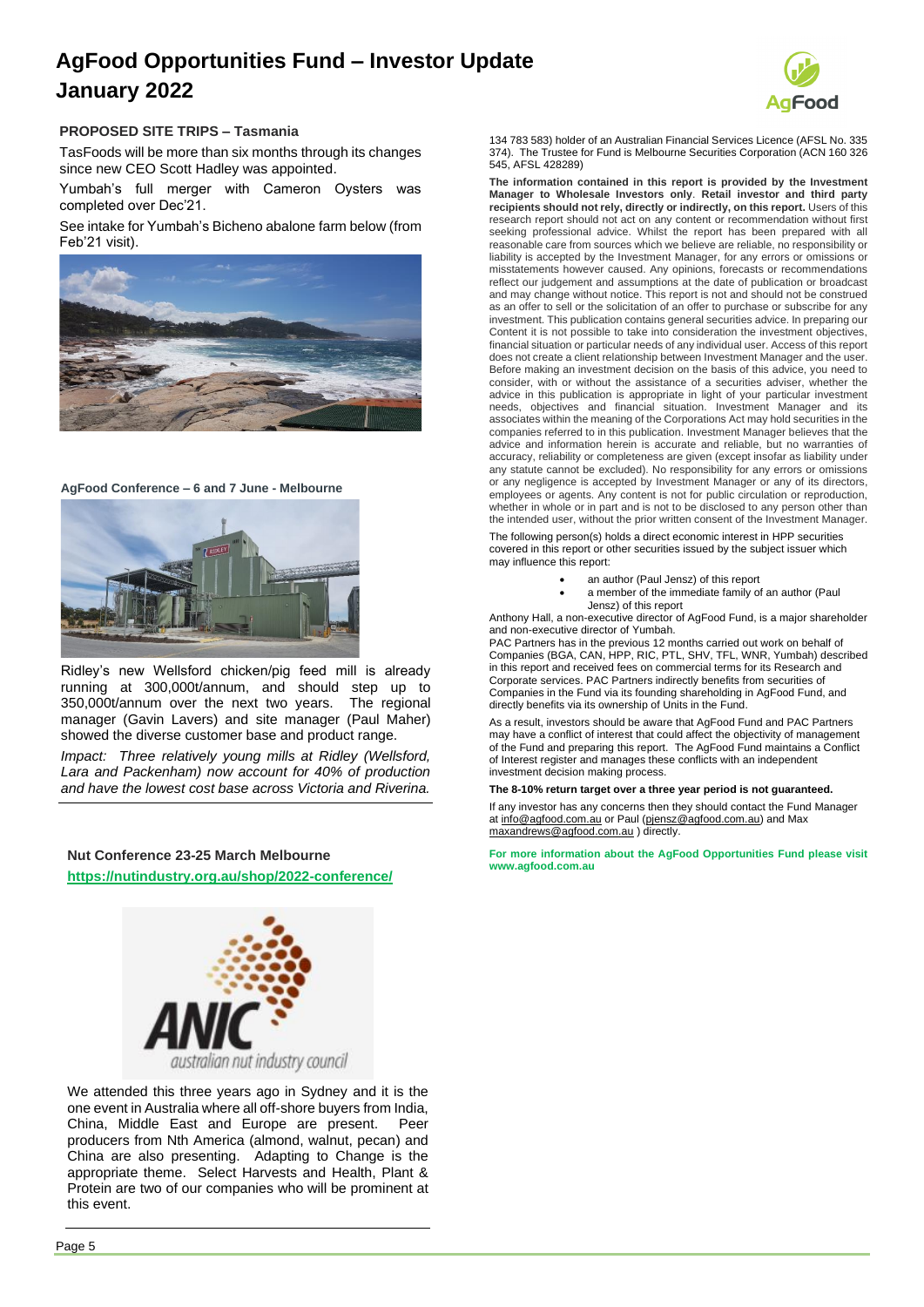# AgFood Opportunities Fund – Investor Update January 2022

### PROPOSED SITE TRIPS – Tasmania

TasFoods will be more than six months through its changes since new CEO Scott Hadley was appointed.

Yumbah's full merger with Cameron Oysters was completed over Dec'21.

See intake for Yumbah's Bicheno abalone farm below (from Feb'21 visit).

### AgFood Conference – 6 and 7 June - Melbourne

Ridley's new Wellsford chicken/pig feed mill is already running at 300,000t/annum, and should step up to 350,000t/annum over the next two years. The regional manager (Gavin Lavers) and site manager (Paul Maher) showed the diverse customer base and product range.

*Impact: Three relatively young mills at Ridley (Wellsford, Lara and Packenham) now account for 40% of production and have the lowest cost base across Victoria and Riverina.*

### Nut Conference 23-25 March Melbourne

**https://nutindustry.org.au/shop/2022-conference/**

We attended this three years ago in Sydney and it is the one event in Australia where all off-shore buyers from India, China, Middle East and Europe are present. Peer producers from Nth America (almond, walnut, pecan) and China are also presenting. Adapting to Change is the appropriate theme. Select Harvests and Health, Plant & Protein are two of our companies who will be prominent at this event.

134 783 583) holder of an Australian Financial Services Licence (AFSL No. 335 374). The Trustee for Fund is Melbourne Securities Corporation (ACN 160 326 545, AFSL 428289)

**The information contained in this report is provided by the Investment Manager to Wholesale Investors only**. **Retail investor and third party recipients should not rely, directly or indirectly, on this report.** Users of this research report should not act on any content or recommendation without first seeking professional advice. Whilst the report has been prepared with all reasonable care from sources which we believe are reliable, no responsibility or liability is accepted by the Investment Manager, for any errors or omissions or misstatements however caused. Any opinions, forecasts or recommendations reflect our judgement and assumptions at the date of publication or broadcast and may change without notice. This report is not and should not be construed as an offer to sell or the solicitation of an offer to purchase or subscribe for any investment. This publication contains general securities advice. In preparing our Content it is not possible to take into consideration the investment objectives, financial situation or particular needs of any individual user. Access of this report does not create a client relationship between Investment Manager and the user. Before making an investment decision on the basis of this advice, you need to consider, with or without the assistance of a securities adviser, whether the advice in this publication is appropriate in light of your particular investment needs, objectives and financial situation. Investment Manager and its associates within the meaning of the Corporations Act may hold securities in the companies referred to in this publication. Investment Manager believes that the advice and information herein is accurate and reliable, but no warranties of accuracy, reliability or completeness are given (except insofar as liability under any statute cannot be excluded). No responsibility for any errors or omissions or any negligence is accepted by Investment Manager or any of its directors, employees or agents. Any content is not for public circulation or reproduction, whether in whole or in part and is not to be disclosed to any person other than the intended user, without the prior written consent of the Investment Manager.

The following person(s) holds a direct economic interest in HPP securities covered in this report or other securities issued by the subject issuer which may influence this report:

- an author (Paul Jensz) of this report
- a member of the immediate family of an author (Paul Jensz) of this report

Anthony Hall, a non-executive director of AgFood Fund, is a major shareholder and non-executive director of Yumbah.
PAC Partners has in the previous 12 months carried out work on behalf of Companies (BGA, CAN, HPP, RIC, PTL, SHV, TFL, WNR, Yumbah) described in this report and received fees on commercial terms for its Research and Corporate services. PAC Partners indirectly benefits from securities of Companies in the Fund via its founding shareholding in AgFood Fund, and directly benefits via its ownership of Units in the Fund.

As a result, investors should be aware that AgFood Fund and PAC Partners may have a conflict of interest that could affect the objectivity of management of the Fund and preparing this report. The AgFood Fund maintains a Conflict of Interest register and manages these conflicts with an independent investment decision making process.

**The 8-10% return target over a three year period is not guaranteed.**

If any investor has any concerns then they should contact the Fund Manager at info@agfood.com.au or Paul (pjensz@agfood.com.au) and Max maxandrews@agfood.com.au ) directly.

**For more information about the AgFood Opportunities Fund please visit www.agfood.com.au**